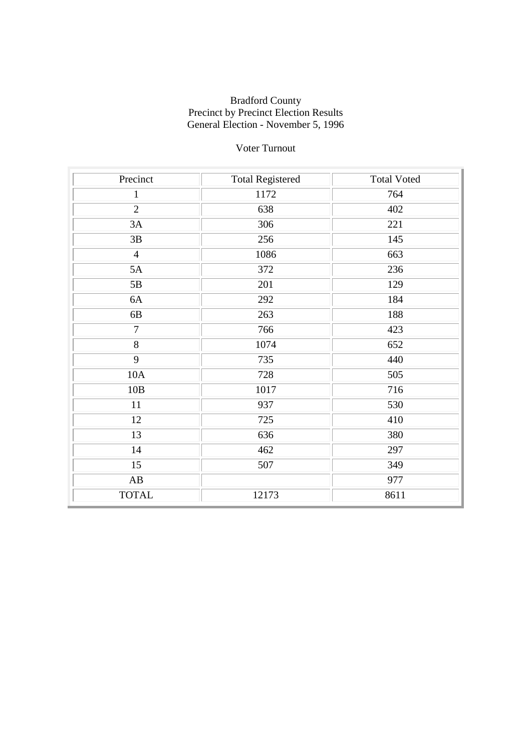Bradford County
Precinct by Precinct Election Results
General Election - November 5, 1996

Voter Turnout

| Precinct | Total Registered | Total Voted |
|---|---|---|
| 1 | 1172 | 764 |
| 2 | 638 | 402 |
| 3A | 306 | 221 |
| 3B | 256 | 145 |
| 4 | 1086 | 663 |
| 5A | 372 | 236 |
| 5B | 201 | 129 |
| 6A | 292 | 184 |
| 6B | 263 | 188 |
| 7 | 766 | 423 |
| 8 | 1074 | 652 |
| 9 | 735 | 440 |
| 10A | 728 | 505 |
| 10B | 1017 | 716 |
| 11 | 937 | 530 |
| 12 | 725 | 410 |
| 13 | 636 | 380 |
| 14 | 462 | 297 |
| 15 | 507 | 349 |
| AB | | 977 |
| TOTAL | 12173 | 8611 |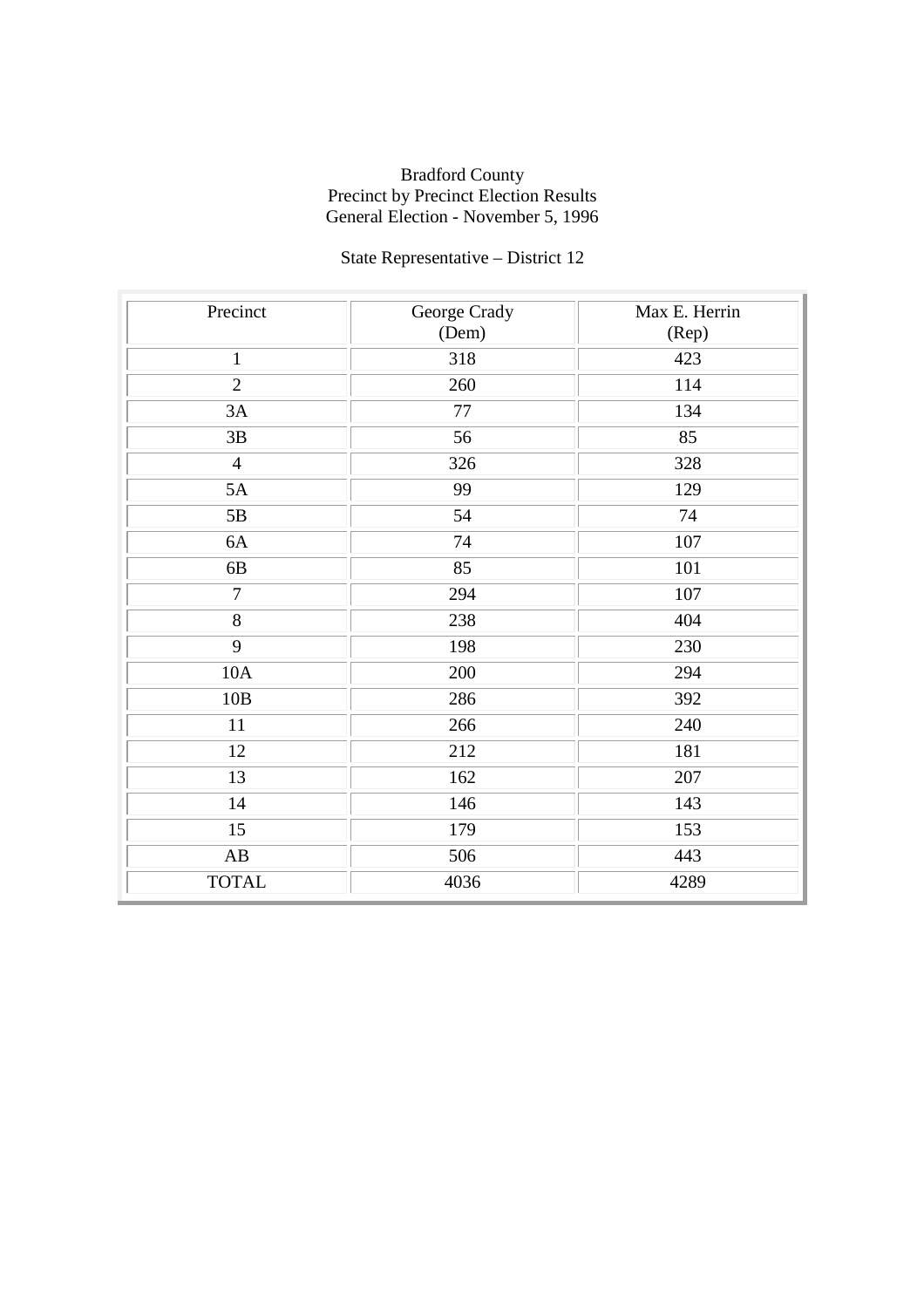Bradford County
Precinct by Precinct Election Results
General Election - November 5, 1996

State Representative – District 12

| Precinct | George Crady (Dem) | Max E. Herrin (Rep) |
|---|---|---|
| 1 | 318 | 423 |
| 2 | 260 | 114 |
| 3A | 77 | 134 |
| 3B | 56 | 85 |
| 4 | 326 | 328 |
| 5A | 99 | 129 |
| 5B | 54 | 74 |
| 6A | 74 | 107 |
| 6B | 85 | 101 |
| 7 | 294 | 107 |
| 8 | 238 | 404 |
| 9 | 198 | 230 |
| 10A | 200 | 294 |
| 10B | 286 | 392 |
| 11 | 266 | 240 |
| 12 | 212 | 181 |
| 13 | 162 | 207 |
| 14 | 146 | 143 |
| 15 | 179 | 153 |
| AB | 506 | 443 |
| TOTAL | 4036 | 4289 |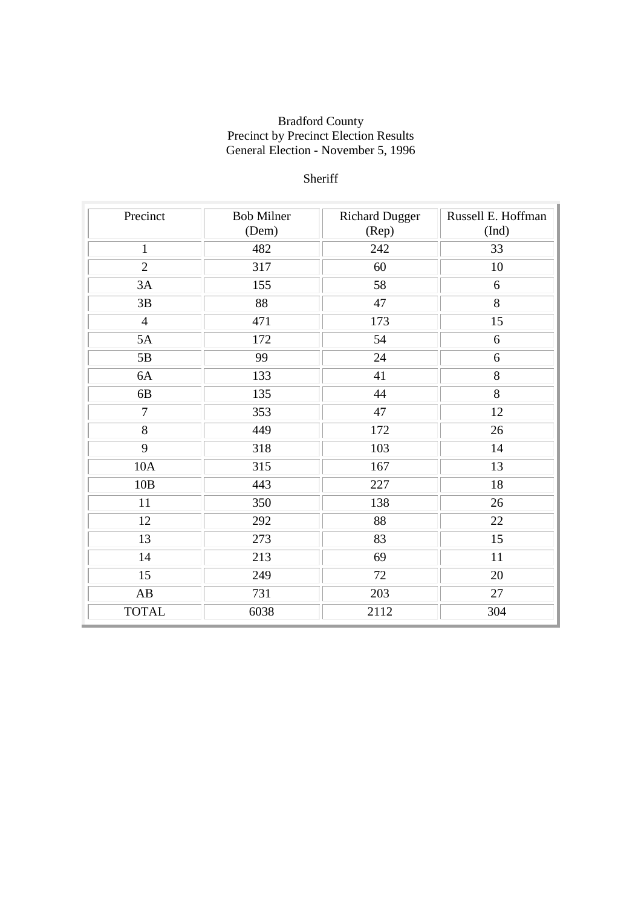Bradford County
Precinct by Precinct Election Results
General Election - November 5, 1996

Sheriff

| Precinct | Bob Milner (Dem) | Richard Dugger (Rep) | Russell E. Hoffman (Ind) |
|---|---|---|---|
| 1 | 482 | 242 | 33 |
| 2 | 317 | 60 | 10 |
| 3A | 155 | 58 | 6 |
| 3B | 88 | 47 | 8 |
| 4 | 471 | 173 | 15 |
| 5A | 172 | 54 | 6 |
| 5B | 99 | 24 | 6 |
| 6A | 133 | 41 | 8 |
| 6B | 135 | 44 | 8 |
| 7 | 353 | 47 | 12 |
| 8 | 449 | 172 | 26 |
| 9 | 318 | 103 | 14 |
| 10A | 315 | 167 | 13 |
| 10B | 443 | 227 | 18 |
| 11 | 350 | 138 | 26 |
| 12 | 292 | 88 | 22 |
| 13 | 273 | 83 | 15 |
| 14 | 213 | 69 | 11 |
| 15 | 249 | 72 | 20 |
| AB | 731 | 203 | 27 |
| TOTAL | 6038 | 2112 | 304 |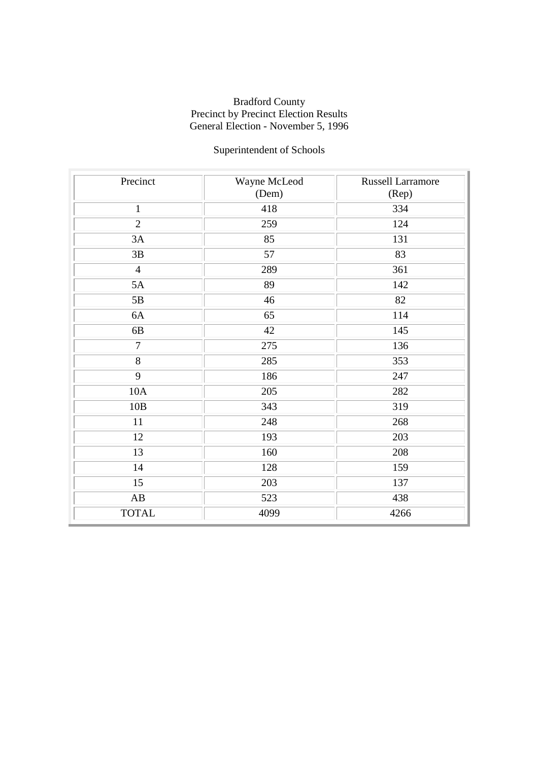Bradford County
Precinct by Precinct Election Results
General Election - November 5, 1996

Superintendent of Schools

| Precinct | Wayne McLeod (Dem) | Russell Larramore (Rep) |
|---|---|---|
| 1 | 418 | 334 |
| 2 | 259 | 124 |
| 3A | 85 | 131 |
| 3B | 57 | 83 |
| 4 | 289 | 361 |
| 5A | 89 | 142 |
| 5B | 46 | 82 |
| 6A | 65 | 114 |
| 6B | 42 | 145 |
| 7 | 275 | 136 |
| 8 | 285 | 353 |
| 9 | 186 | 247 |
| 10A | 205 | 282 |
| 10B | 343 | 319 |
| 11 | 248 | 268 |
| 12 | 193 | 203 |
| 13 | 160 | 208 |
| 14 | 128 | 159 |
| 15 | 203 | 137 |
| AB | 523 | 438 |
| TOTAL | 4099 | 4266 |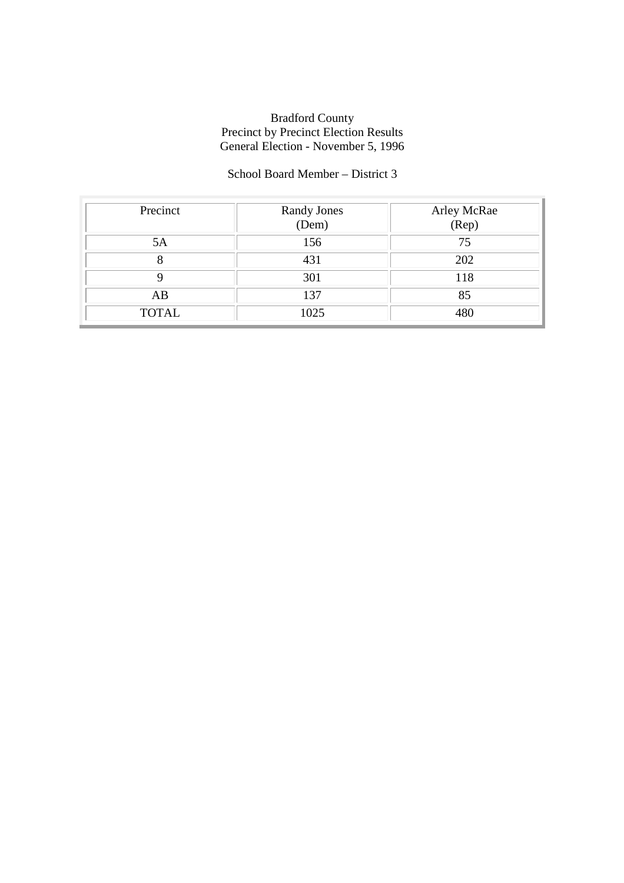Bradford County
Precinct by Precinct Election Results
General Election - November 5, 1996

School Board Member – District 3

| Precinct | Randy Jones (Dem) | Arley McRae (Rep) |
|---|---|---|
| 5A | 156 | 75 |
| 8 | 431 | 202 |
| 9 | 301 | 118 |
| AB | 137 | 85 |
| TOTAL | 1025 | 480 |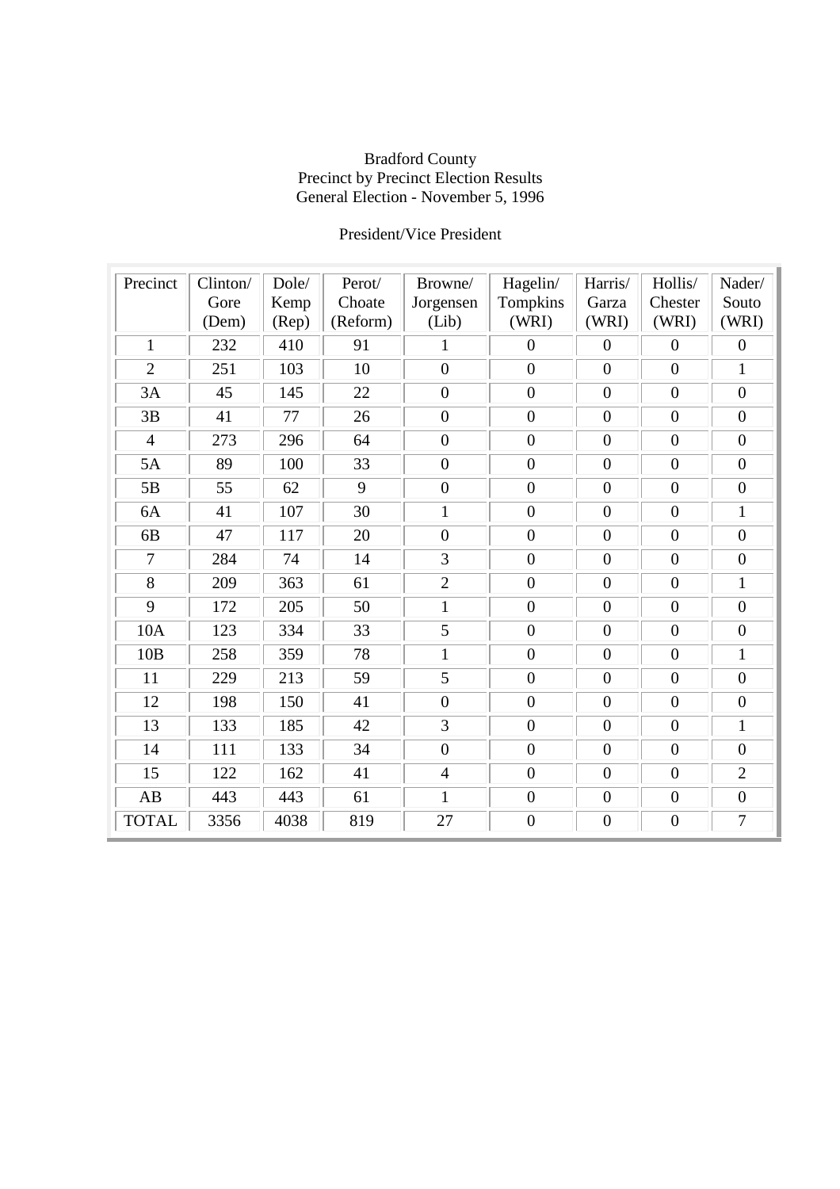Bradford County
Precinct by Precinct Election Results
General Election - November 5, 1996

President/Vice President

| Precinct | Clinton/ Gore (Dem) | Dole/ Kemp (Rep) | Perot/ Choate (Reform) | Browne/ Jorgensen (Lib) | Hagelin/ Tompkins (WRI) | Harris/ Garza (WRI) | Hollis/ Chester (WRI) | Nader/ Souto (WRI) |
|---|---|---|---|---|---|---|---|---|
| 1 | 232 | 410 | 91 | 1 | 0 | 0 | 0 | 0 |
| 2 | 251 | 103 | 10 | 0 | 0 | 0 | 0 | 1 |
| 3A | 45 | 145 | 22 | 0 | 0 | 0 | 0 | 0 |
| 3B | 41 | 77 | 26 | 0 | 0 | 0 | 0 | 0 |
| 4 | 273 | 296 | 64 | 0 | 0 | 0 | 0 | 0 |
| 5A | 89 | 100 | 33 | 0 | 0 | 0 | 0 | 0 |
| 5B | 55 | 62 | 9 | 0 | 0 | 0 | 0 | 0 |
| 6A | 41 | 107 | 30 | 1 | 0 | 0 | 0 | 1 |
| 6B | 47 | 117 | 20 | 0 | 0 | 0 | 0 | 0 |
| 7 | 284 | 74 | 14 | 3 | 0 | 0 | 0 | 0 |
| 8 | 209 | 363 | 61 | 2 | 0 | 0 | 0 | 1 |
| 9 | 172 | 205 | 50 | 1 | 0 | 0 | 0 | 0 |
| 10A | 123 | 334 | 33 | 5 | 0 | 0 | 0 | 0 |
| 10B | 258 | 359 | 78 | 1 | 0 | 0 | 0 | 1 |
| 11 | 229 | 213 | 59 | 5 | 0 | 0 | 0 | 0 |
| 12 | 198 | 150 | 41 | 0 | 0 | 0 | 0 | 0 |
| 13 | 133 | 185 | 42 | 3 | 0 | 0 | 0 | 1 |
| 14 | 111 | 133 | 34 | 0 | 0 | 0 | 0 | 0 |
| 15 | 122 | 162 | 41 | 4 | 0 | 0 | 0 | 2 |
| AB | 443 | 443 | 61 | 1 | 0 | 0 | 0 | 0 |
| TOTAL | 3356 | 4038 | 819 | 27 | 0 | 0 | 0 | 7 |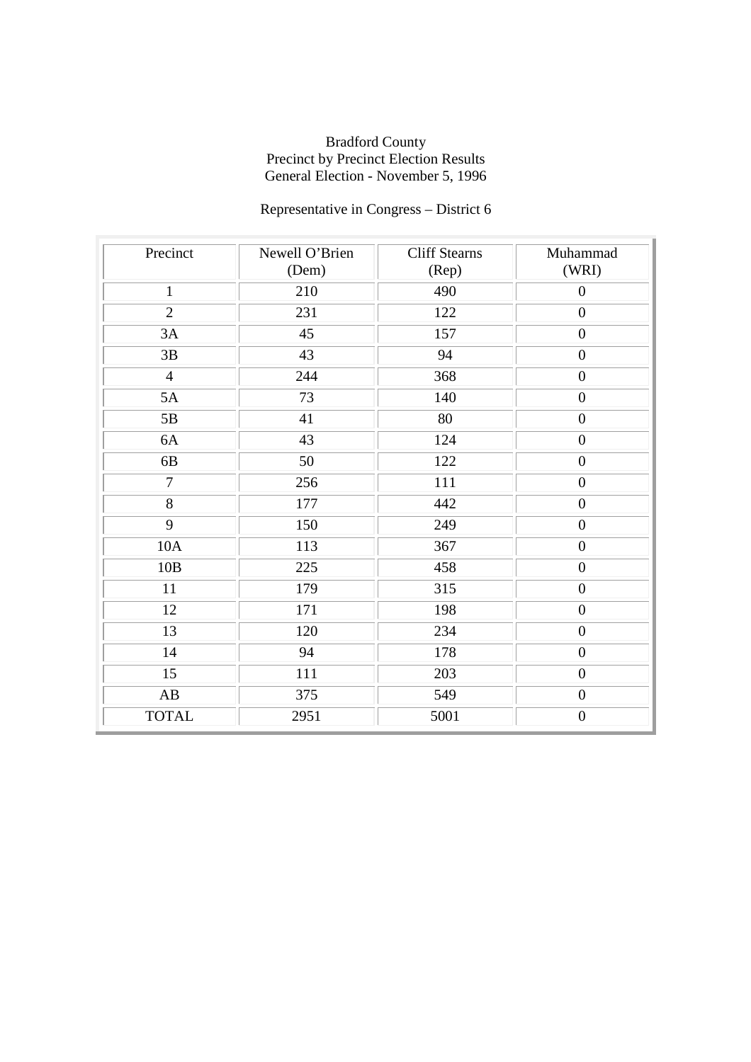Bradford County
Precinct by Precinct Election Results
General Election - November 5, 1996

Representative in Congress – District 6

| Precinct | Newell O'Brien (Dem) | Cliff Stearns (Rep) | Muhammad (WRI) |
|---|---|---|---|
| 1 | 210 | 490 | 0 |
| 2 | 231 | 122 | 0 |
| 3A | 45 | 157 | 0 |
| 3B | 43 | 94 | 0 |
| 4 | 244 | 368 | 0 |
| 5A | 73 | 140 | 0 |
| 5B | 41 | 80 | 0 |
| 6A | 43 | 124 | 0 |
| 6B | 50 | 122 | 0 |
| 7 | 256 | 111 | 0 |
| 8 | 177 | 442 | 0 |
| 9 | 150 | 249 | 0 |
| 10A | 113 | 367 | 0 |
| 10B | 225 | 458 | 0 |
| 11 | 179 | 315 | 0 |
| 12 | 171 | 198 | 0 |
| 13 | 120 | 234 | 0 |
| 14 | 94 | 178 | 0 |
| 15 | 111 | 203 | 0 |
| AB | 375 | 549 | 0 |
| TOTAL | 2951 | 5001 | 0 |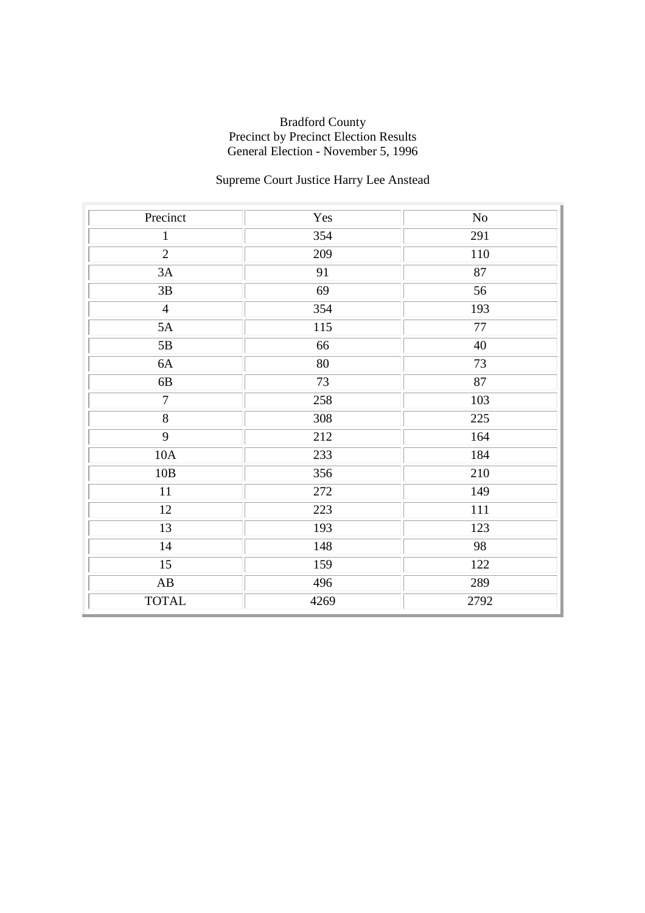Bradford County
Precinct by Precinct Election Results
General Election - November 5, 1996

Supreme Court Justice Harry Lee Anstead

| Precinct | Yes | No |
| --- | --- | --- |
| 1 | 354 | 291 |
| 2 | 209 | 110 |
| 3A | 91 | 87 |
| 3B | 69 | 56 |
| 4 | 354 | 193 |
| 5A | 115 | 77 |
| 5B | 66 | 40 |
| 6A | 80 | 73 |
| 6B | 73 | 87 |
| 7 | 258 | 103 |
| 8 | 308 | 225 |
| 9 | 212 | 164 |
| 10A | 233 | 184 |
| 10B | 356 | 210 |
| 11 | 272 | 149 |
| 12 | 223 | 111 |
| 13 | 193 | 123 |
| 14 | 148 | 98 |
| 15 | 159 | 122 |
| AB | 496 | 289 |
| TOTAL | 4269 | 2792 |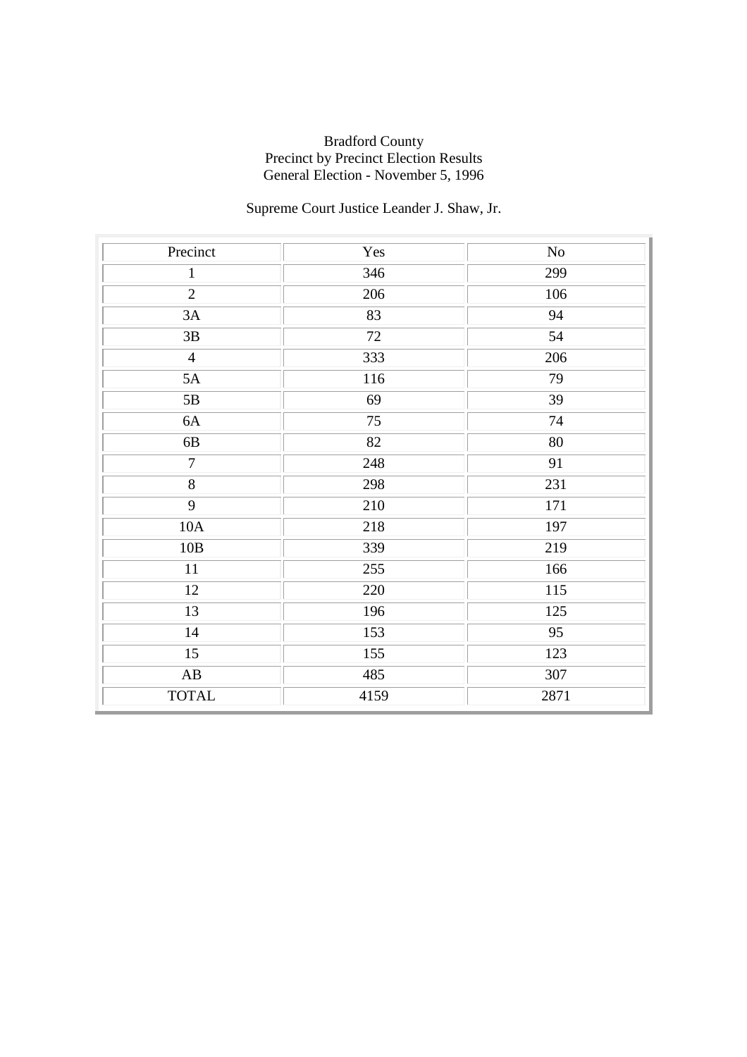Bradford County
Precinct by Precinct Election Results
General Election - November 5, 1996

Supreme Court Justice Leander J. Shaw, Jr.

| Precinct | Yes | No |
|---|---|---|
| 1 | 346 | 299 |
| 2 | 206 | 106 |
| 3A | 83 | 94 |
| 3B | 72 | 54 |
| 4 | 333 | 206 |
| 5A | 116 | 79 |
| 5B | 69 | 39 |
| 6A | 75 | 74 |
| 6B | 82 | 80 |
| 7 | 248 | 91 |
| 8 | 298 | 231 |
| 9 | 210 | 171 |
| 10A | 218 | 197 |
| 10B | 339 | 219 |
| 11 | 255 | 166 |
| 12 | 220 | 115 |
| 13 | 196 | 125 |
| 14 | 153 | 95 |
| 15 | 155 | 123 |
| AB | 485 | 307 |
| TOTAL | 4159 | 2871 |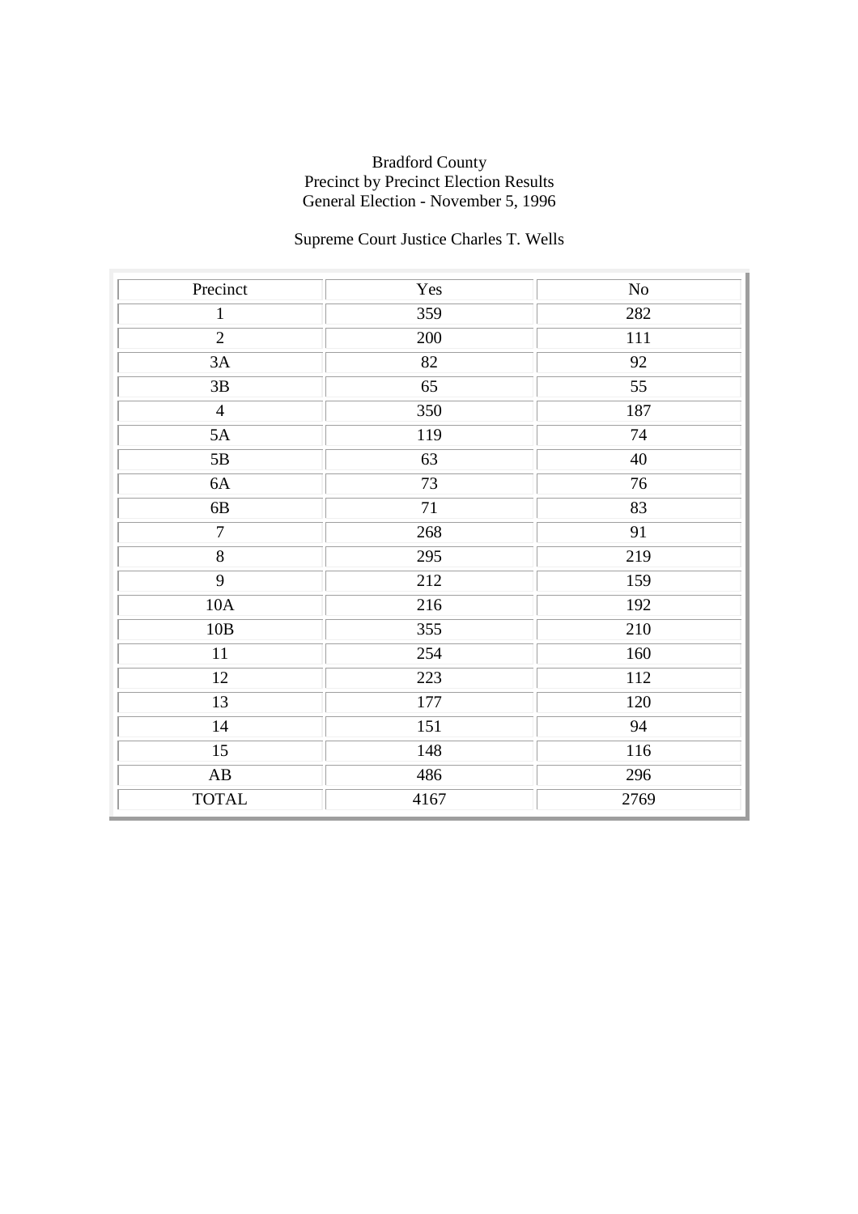Bradford County
Precinct by Precinct Election Results
General Election - November 5, 1996

Supreme Court Justice Charles T. Wells

| Precinct | Yes | No |
|---|---|---|
| 1 | 359 | 282 |
| 2 | 200 | 111 |
| 3A | 82 | 92 |
| 3B | 65 | 55 |
| 4 | 350 | 187 |
| 5A | 119 | 74 |
| 5B | 63 | 40 |
| 6A | 73 | 76 |
| 6B | 71 | 83 |
| 7 | 268 | 91 |
| 8 | 295 | 219 |
| 9 | 212 | 159 |
| 10A | 216 | 192 |
| 10B | 355 | 210 |
| 11 | 254 | 160 |
| 12 | 223 | 112 |
| 13 | 177 | 120 |
| 14 | 151 | 94 |
| 15 | 148 | 116 |
| AB | 486 | 296 |
| TOTAL | 4167 | 2769 |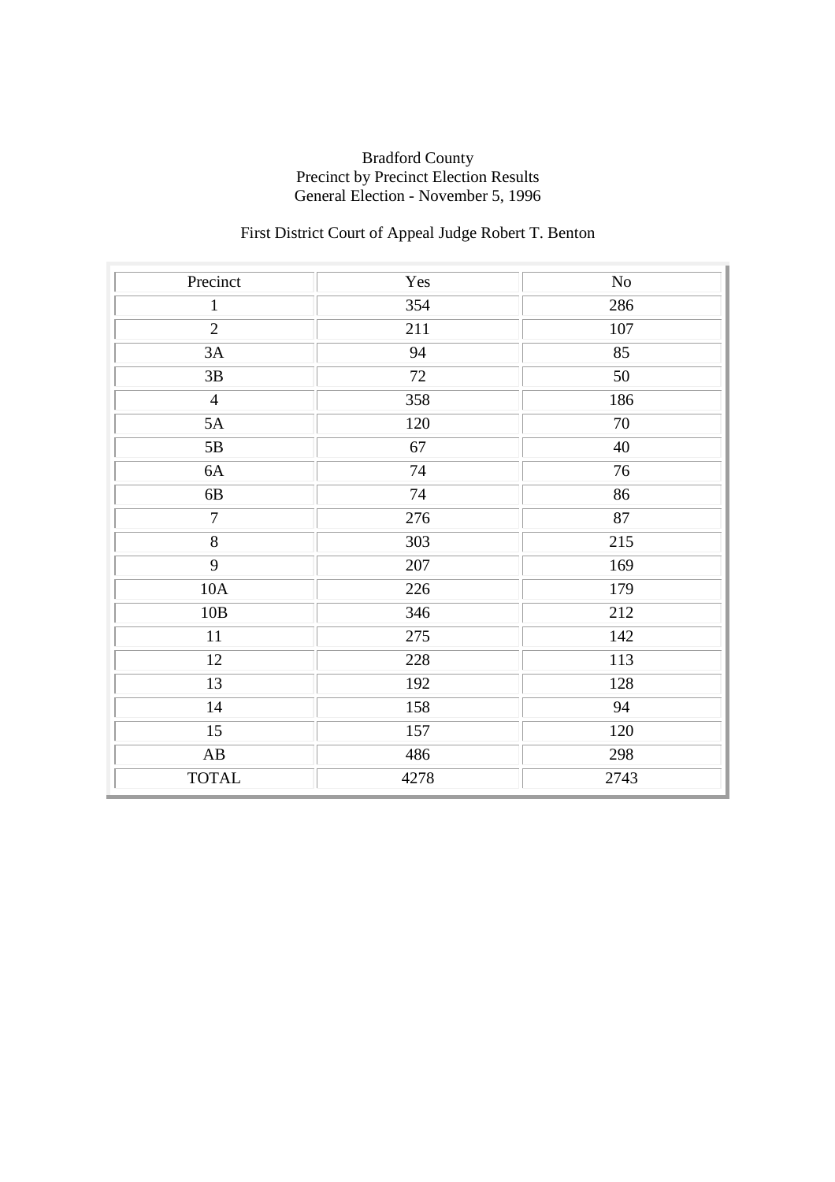Bradford County
Precinct by Precinct Election Results
General Election - November 5, 1996

First District Court of Appeal Judge Robert T. Benton

| Precinct | Yes | No |
|---|---|---|
| 1 | 354 | 286 |
| 2 | 211 | 107 |
| 3A | 94 | 85 |
| 3B | 72 | 50 |
| 4 | 358 | 186 |
| 5A | 120 | 70 |
| 5B | 67 | 40 |
| 6A | 74 | 76 |
| 6B | 74 | 86 |
| 7 | 276 | 87 |
| 8 | 303 | 215 |
| 9 | 207 | 169 |
| 10A | 226 | 179 |
| 10B | 346 | 212 |
| 11 | 275 | 142 |
| 12 | 228 | 113 |
| 13 | 192 | 128 |
| 14 | 158 | 94 |
| 15 | 157 | 120 |
| AB | 486 | 298 |
| TOTAL | 4278 | 2743 |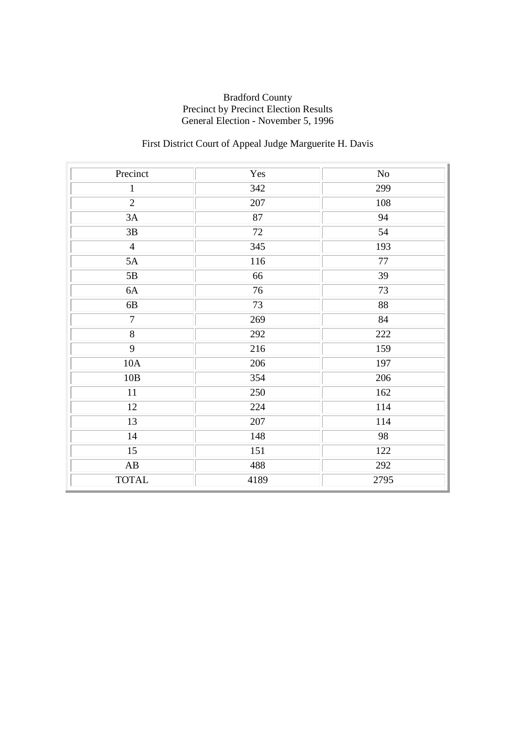Bradford County
Precinct by Precinct Election Results
General Election - November 5, 1996

First District Court of Appeal Judge Marguerite H. Davis

| Precinct | Yes | No |
|---|---|---|
| 1 | 342 | 299 |
| 2 | 207 | 108 |
| 3A | 87 | 94 |
| 3B | 72 | 54 |
| 4 | 345 | 193 |
| 5A | 116 | 77 |
| 5B | 66 | 39 |
| 6A | 76 | 73 |
| 6B | 73 | 88 |
| 7 | 269 | 84 |
| 8 | 292 | 222 |
| 9 | 216 | 159 |
| 10A | 206 | 197 |
| 10B | 354 | 206 |
| 11 | 250 | 162 |
| 12 | 224 | 114 |
| 13 | 207 | 114 |
| 14 | 148 | 98 |
| 15 | 151 | 122 |
| AB | 488 | 292 |
| TOTAL | 4189 | 2795 |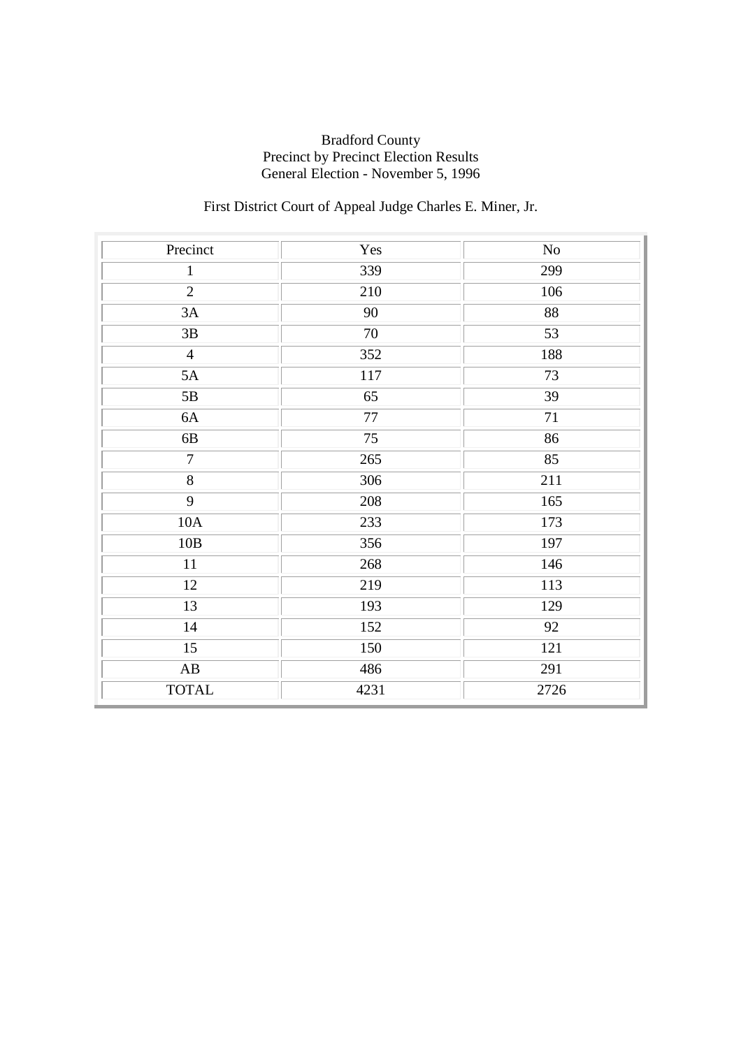Bradford County
Precinct by Precinct Election Results
General Election - November 5, 1996

First District Court of Appeal Judge Charles E. Miner, Jr.

| Precinct | Yes | No |
| --- | --- | --- |
| 1 | 339 | 299 |
| 2 | 210 | 106 |
| 3A | 90 | 88 |
| 3B | 70 | 53 |
| 4 | 352 | 188 |
| 5A | 117 | 73 |
| 5B | 65 | 39 |
| 6A | 77 | 71 |
| 6B | 75 | 86 |
| 7 | 265 | 85 |
| 8 | 306 | 211 |
| 9 | 208 | 165 |
| 10A | 233 | 173 |
| 10B | 356 | 197 |
| 11 | 268 | 146 |
| 12 | 219 | 113 |
| 13 | 193 | 129 |
| 14 | 152 | 92 |
| 15 | 150 | 121 |
| AB | 486 | 291 |
| TOTAL | 4231 | 2726 |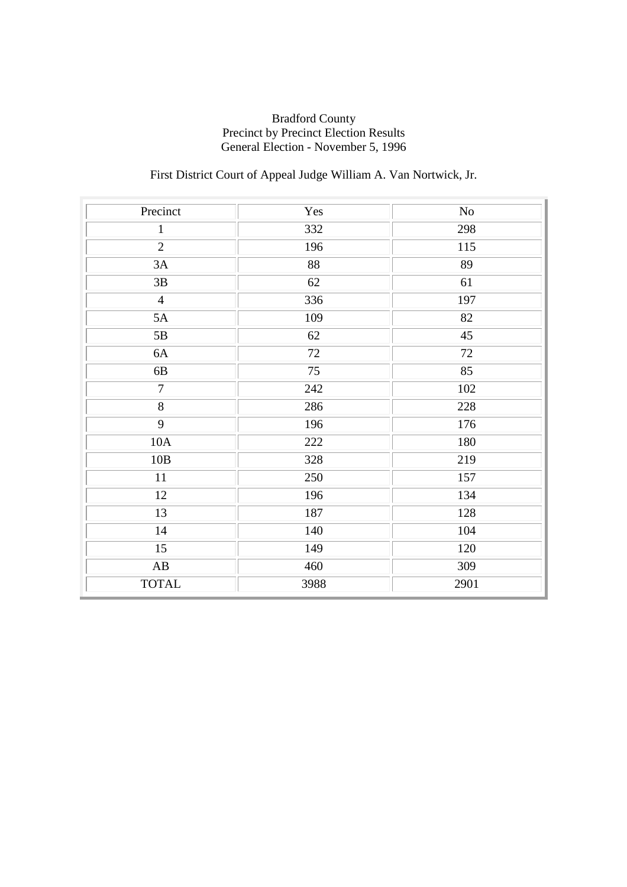Bradford County
Precinct by Precinct Election Results
General Election - November 5, 1996

First District Court of Appeal Judge William A. Van Nortwick, Jr.

| Precinct | Yes | No |
|---|---|---|
| 1 | 332 | 298 |
| 2 | 196 | 115 |
| 3A | 88 | 89 |
| 3B | 62 | 61 |
| 4 | 336 | 197 |
| 5A | 109 | 82 |
| 5B | 62 | 45 |
| 6A | 72 | 72 |
| 6B | 75 | 85 |
| 7 | 242 | 102 |
| 8 | 286 | 228 |
| 9 | 196 | 176 |
| 10A | 222 | 180 |
| 10B | 328 | 219 |
| 11 | 250 | 157 |
| 12 | 196 | 134 |
| 13 | 187 | 128 |
| 14 | 140 | 104 |
| 15 | 149 | 120 |
| AB | 460 | 309 |
| TOTAL | 3988 | 2901 |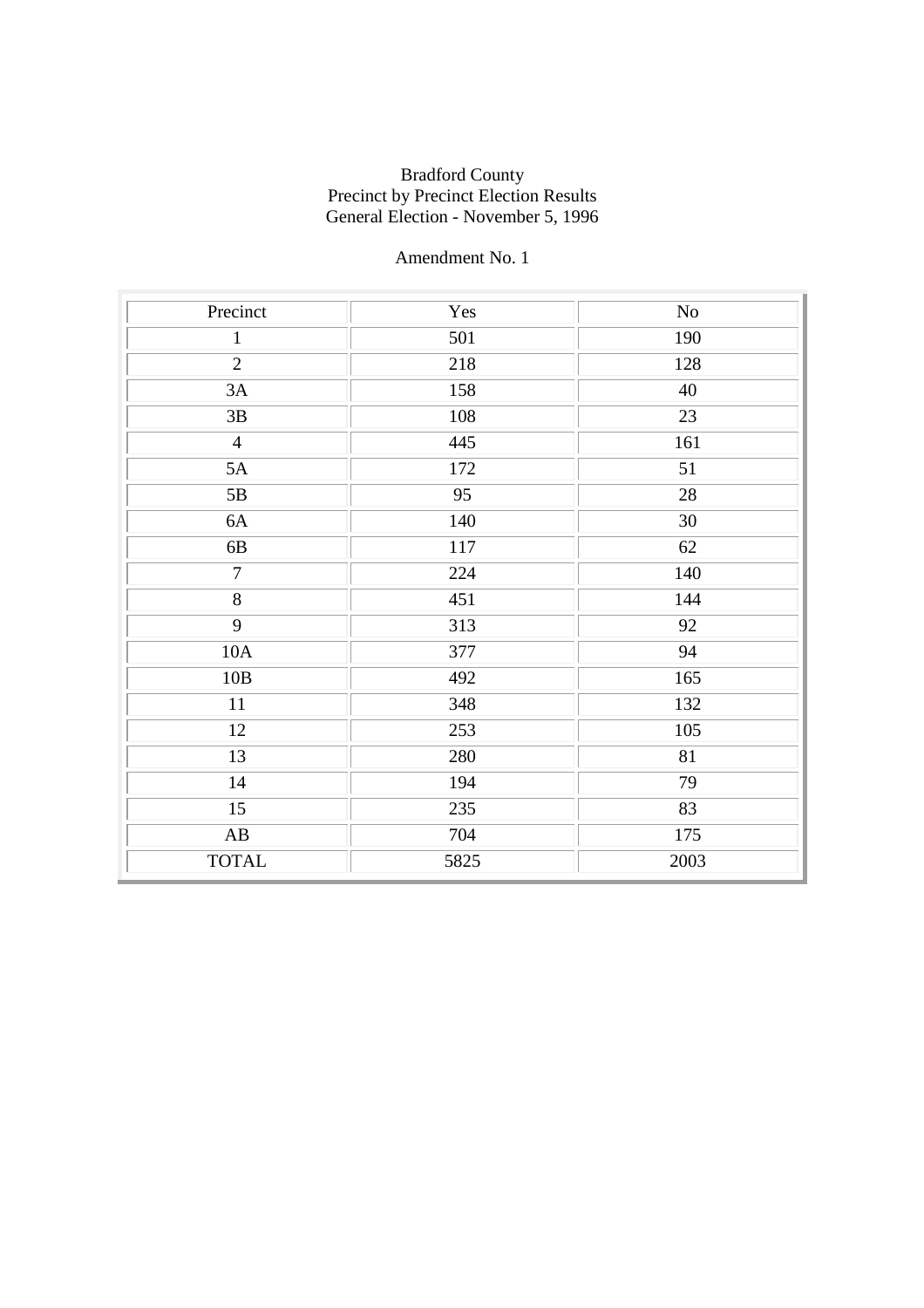Bradford County
Precinct by Precinct Election Results
General Election - November 5, 1996

Amendment No. 1

| Precinct | Yes | No |
|---|---|---|
| 1 | 501 | 190 |
| 2 | 218 | 128 |
| 3A | 158 | 40 |
| 3B | 108 | 23 |
| 4 | 445 | 161 |
| 5A | 172 | 51 |
| 5B | 95 | 28 |
| 6A | 140 | 30 |
| 6B | 117 | 62 |
| 7 | 224 | 140 |
| 8 | 451 | 144 |
| 9 | 313 | 92 |
| 10A | 377 | 94 |
| 10B | 492 | 165 |
| 11 | 348 | 132 |
| 12 | 253 | 105 |
| 13 | 280 | 81 |
| 14 | 194 | 79 |
| 15 | 235 | 83 |
| AB | 704 | 175 |
| TOTAL | 5825 | 2003 |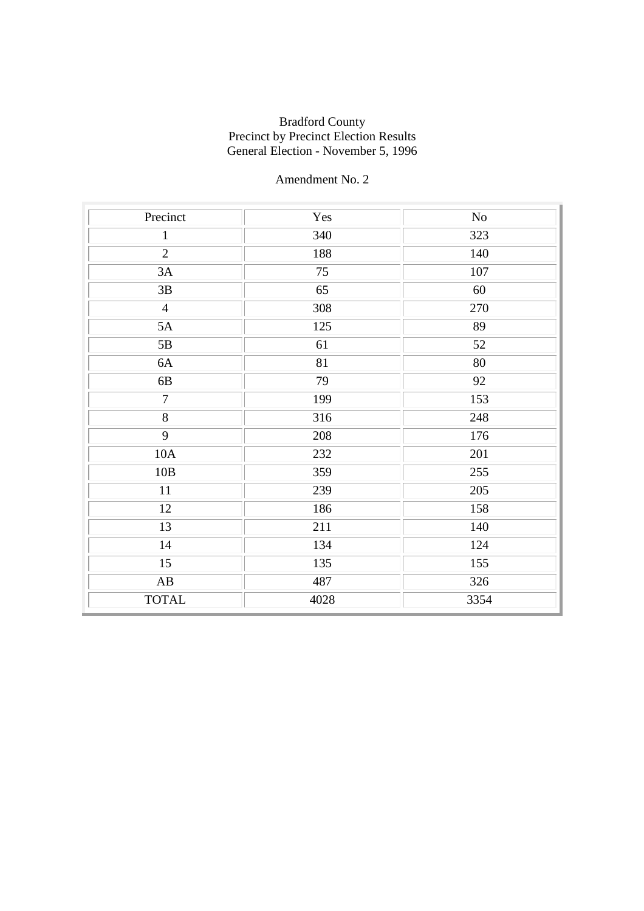Bradford County
Precinct by Precinct Election Results
General Election - November 5, 1996

Amendment No. 2

| Precinct | Yes | No |
|---|---|---|
| 1 | 340 | 323 |
| 2 | 188 | 140 |
| 3A | 75 | 107 |
| 3B | 65 | 60 |
| 4 | 308 | 270 |
| 5A | 125 | 89 |
| 5B | 61 | 52 |
| 6A | 81 | 80 |
| 6B | 79 | 92 |
| 7 | 199 | 153 |
| 8 | 316 | 248 |
| 9 | 208 | 176 |
| 10A | 232 | 201 |
| 10B | 359 | 255 |
| 11 | 239 | 205 |
| 12 | 186 | 158 |
| 13 | 211 | 140 |
| 14 | 134 | 124 |
| 15 | 135 | 155 |
| AB | 487 | 326 |
| TOTAL | 4028 | 3354 |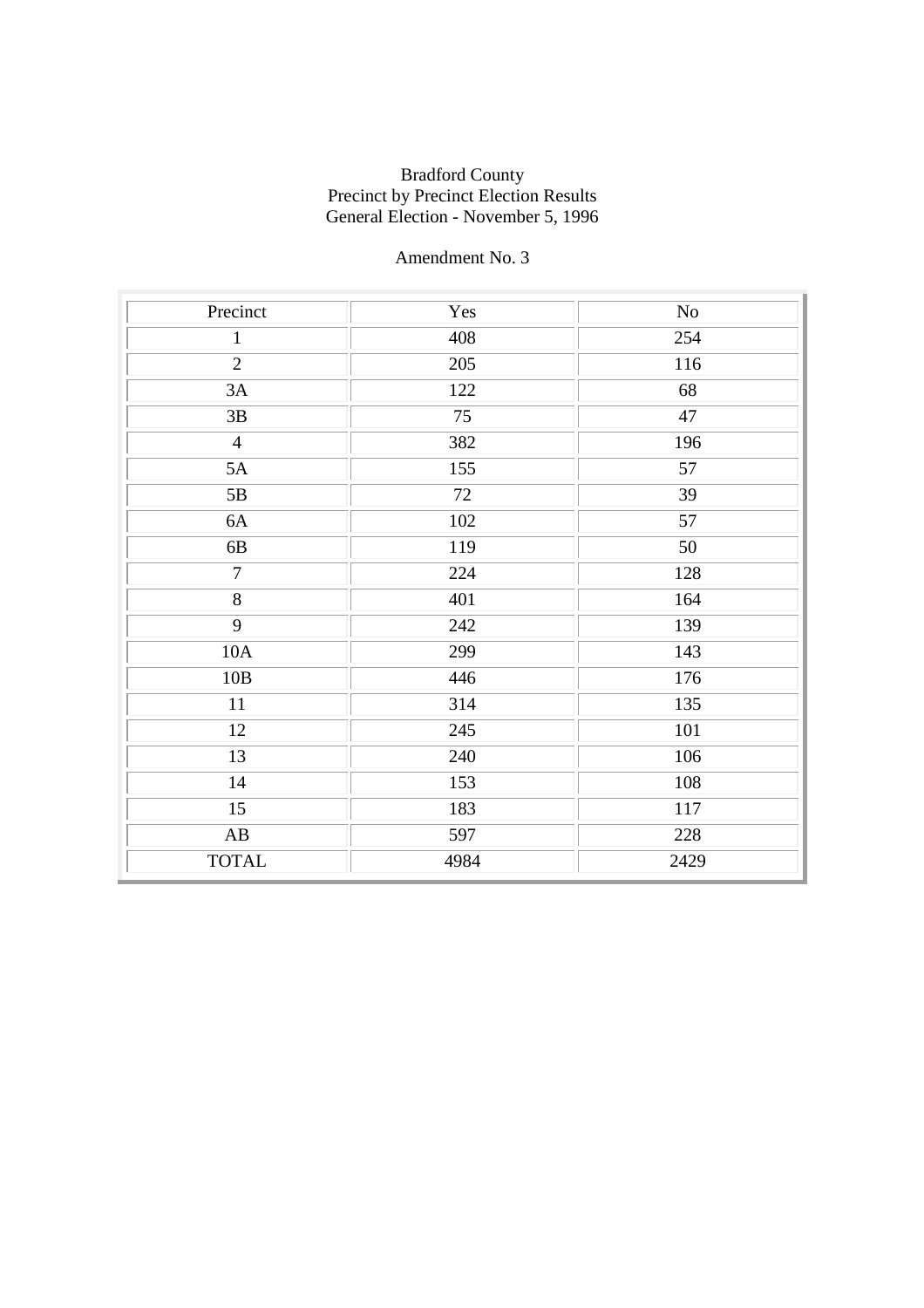Bradford County
Precinct by Precinct Election Results
General Election - November 5, 1996

Amendment No. 3

| Precinct | Yes | No |
| --- | --- | --- |
| 1 | 408 | 254 |
| 2 | 205 | 116 |
| 3A | 122 | 68 |
| 3B | 75 | 47 |
| 4 | 382 | 196 |
| 5A | 155 | 57 |
| 5B | 72 | 39 |
| 6A | 102 | 57 |
| 6B | 119 | 50 |
| 7 | 224 | 128 |
| 8 | 401 | 164 |
| 9 | 242 | 139 |
| 10A | 299 | 143 |
| 10B | 446 | 176 |
| 11 | 314 | 135 |
| 12 | 245 | 101 |
| 13 | 240 | 106 |
| 14 | 153 | 108 |
| 15 | 183 | 117 |
| AB | 597 | 228 |
| TOTAL | 4984 | 2429 |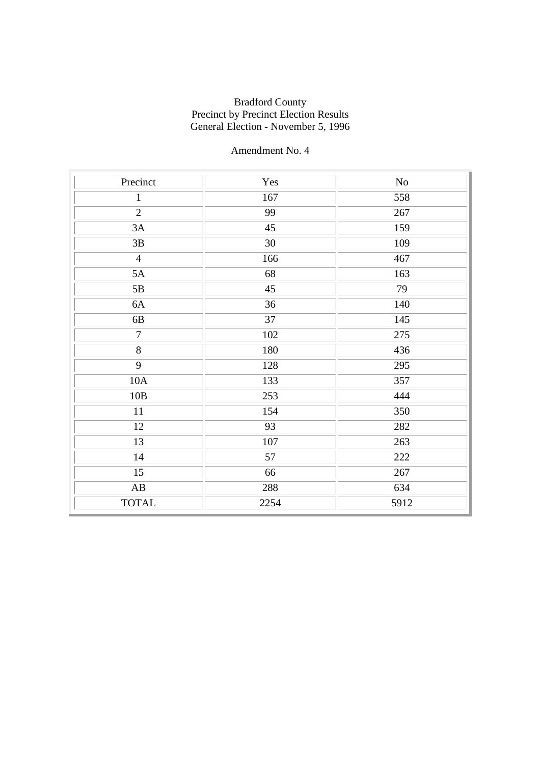Bradford County
Precinct by Precinct Election Results
General Election - November 5, 1996

Amendment No. 4

| Precinct | Yes | No |
|---|---|---|
| 1 | 167 | 558 |
| 2 | 99 | 267 |
| 3A | 45 | 159 |
| 3B | 30 | 109 |
| 4 | 166 | 467 |
| 5A | 68 | 163 |
| 5B | 45 | 79 |
| 6A | 36 | 140 |
| 6B | 37 | 145 |
| 7 | 102 | 275 |
| 8 | 180 | 436 |
| 9 | 128 | 295 |
| 10A | 133 | 357 |
| 10B | 253 | 444 |
| 11 | 154 | 350 |
| 12 | 93 | 282 |
| 13 | 107 | 263 |
| 14 | 57 | 222 |
| 15 | 66 | 267 |
| AB | 288 | 634 |
| TOTAL | 2254 | 5912 |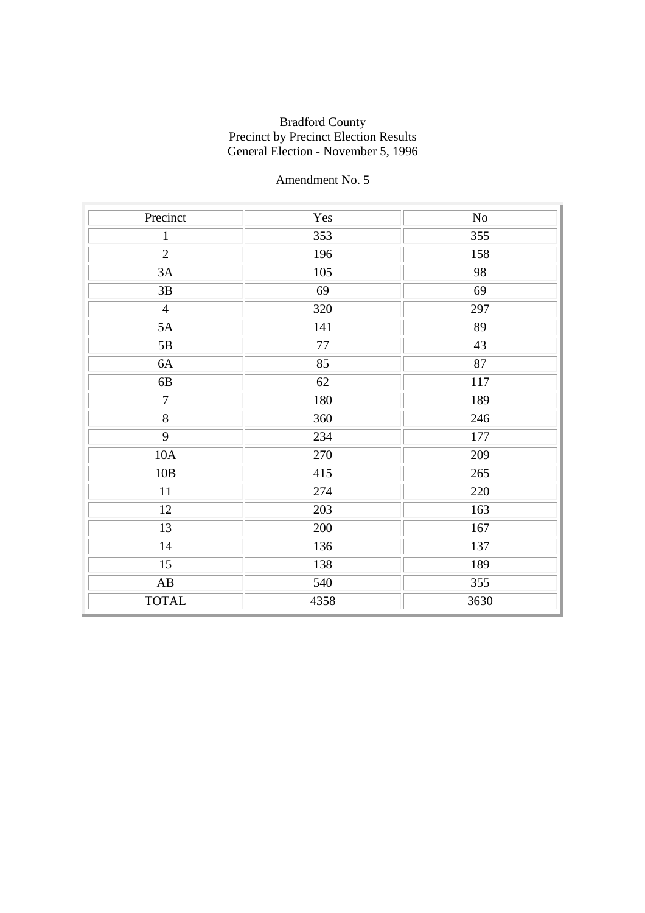Bradford County
Precinct by Precinct Election Results
General Election - November 5, 1996

Amendment No. 5

| Precinct | Yes | No |
|---|---|---|
| 1 | 353 | 355 |
| 2 | 196 | 158 |
| 3A | 105 | 98 |
| 3B | 69 | 69 |
| 4 | 320 | 297 |
| 5A | 141 | 89 |
| 5B | 77 | 43 |
| 6A | 85 | 87 |
| 6B | 62 | 117 |
| 7 | 180 | 189 |
| 8 | 360 | 246 |
| 9 | 234 | 177 |
| 10A | 270 | 209 |
| 10B | 415 | 265 |
| 11 | 274 | 220 |
| 12 | 203 | 163 |
| 13 | 200 | 167 |
| 14 | 136 | 137 |
| 15 | 138 | 189 |
| AB | 540 | 355 |
| TOTAL | 4358 | 3630 |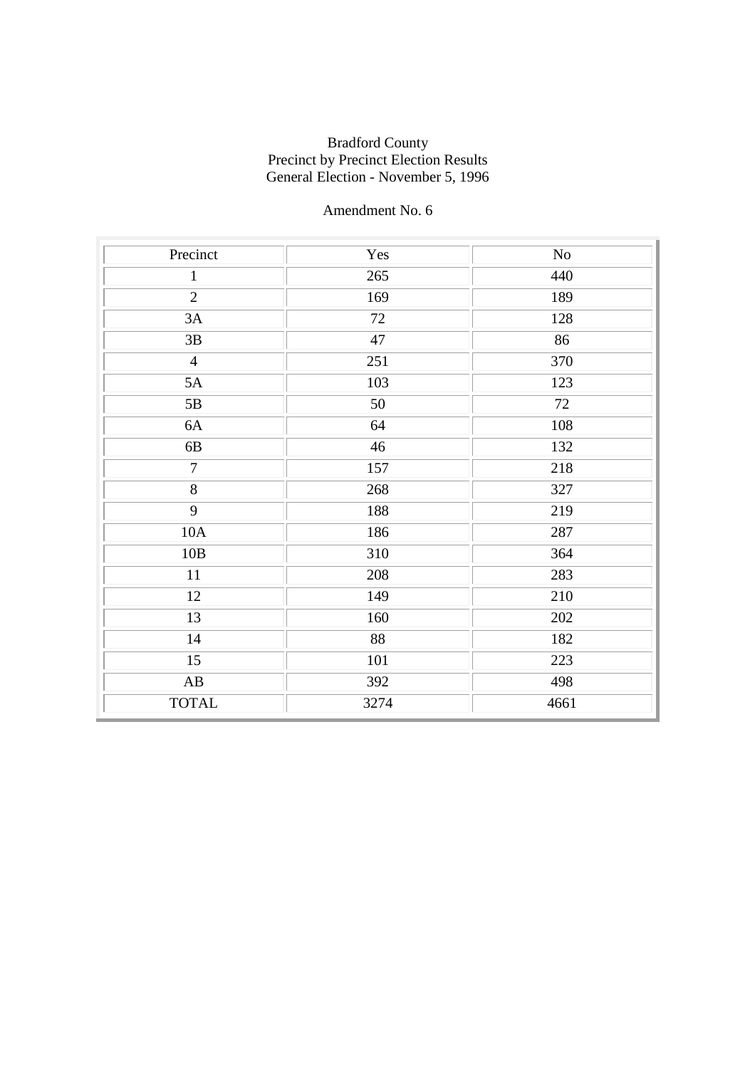Bradford County
Precinct by Precinct Election Results
General Election - November 5, 1996

Amendment No. 6

| Precinct | Yes | No |
|---|---|---|
| 1 | 265 | 440 |
| 2 | 169 | 189 |
| 3A | 72 | 128 |
| 3B | 47 | 86 |
| 4 | 251 | 370 |
| 5A | 103 | 123 |
| 5B | 50 | 72 |
| 6A | 64 | 108 |
| 6B | 46 | 132 |
| 7 | 157 | 218 |
| 8 | 268 | 327 |
| 9 | 188 | 219 |
| 10A | 186 | 287 |
| 10B | 310 | 364 |
| 11 | 208 | 283 |
| 12 | 149 | 210 |
| 13 | 160 | 202 |
| 14 | 88 | 182 |
| 15 | 101 | 223 |
| AB | 392 | 498 |
| TOTAL | 3274 | 4661 |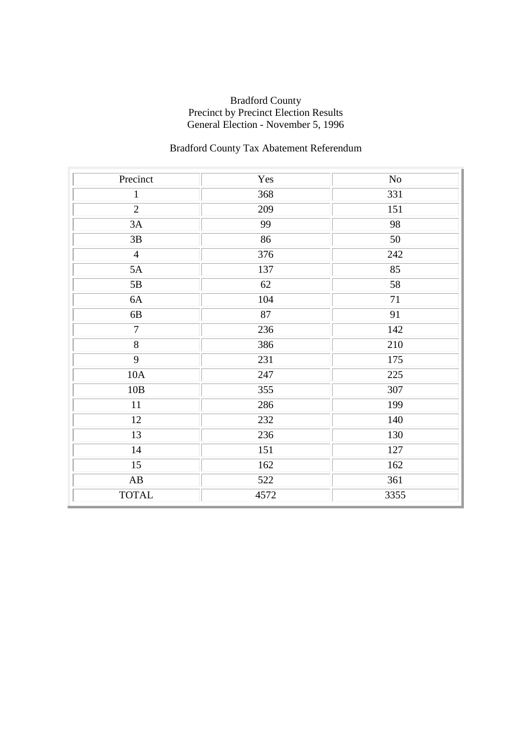Bradford County
Precinct by Precinct Election Results
General Election - November 5, 1996

Bradford County Tax Abatement Referendum

| Precinct | Yes | No |
|---|---|---|
| 1 | 368 | 331 |
| 2 | 209 | 151 |
| 3A | 99 | 98 |
| 3B | 86 | 50 |
| 4 | 376 | 242 |
| 5A | 137 | 85 |
| 5B | 62 | 58 |
| 6A | 104 | 71 |
| 6B | 87 | 91 |
| 7 | 236 | 142 |
| 8 | 386 | 210 |
| 9 | 231 | 175 |
| 10A | 247 | 225 |
| 10B | 355 | 307 |
| 11 | 286 | 199 |
| 12 | 232 | 140 |
| 13 | 236 | 130 |
| 14 | 151 | 127 |
| 15 | 162 | 162 |
| AB | 522 | 361 |
| TOTAL | 4572 | 3355 |